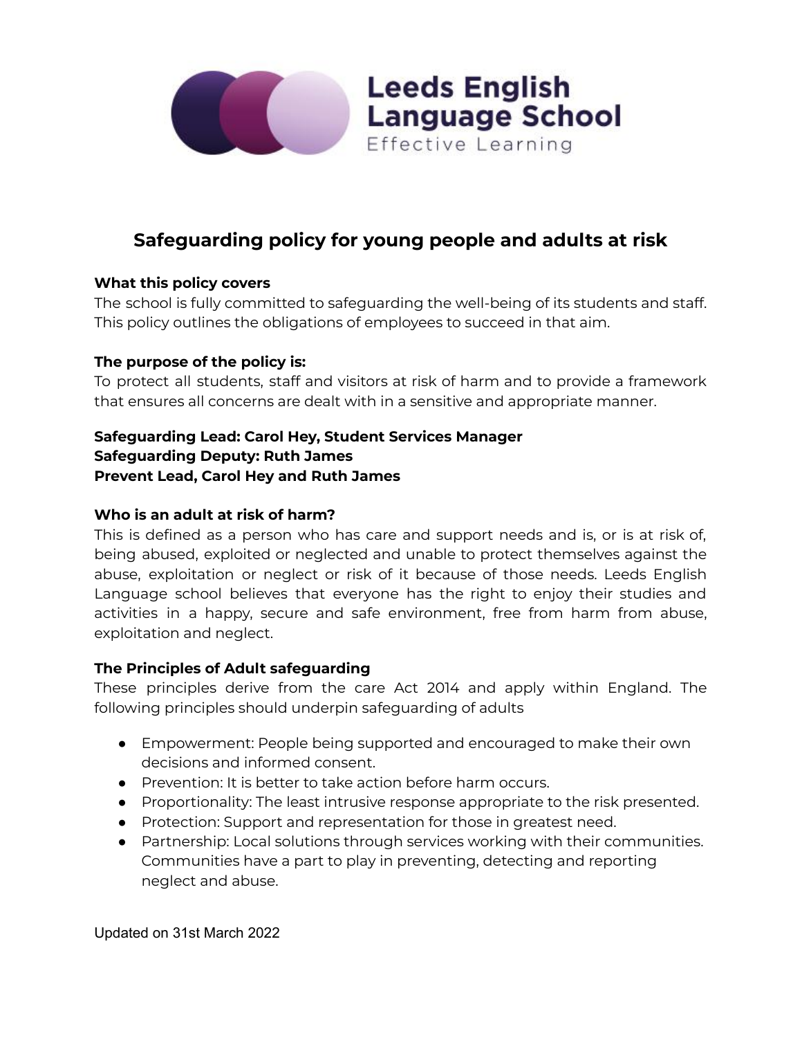Leeds English Language School

Effective Learning

# Safeguarding policy for young people and adults at risk

**What this policy covers**

The school is fully committed to safeguarding the well-being of its students and staff. This policy outlines the obligations of employees to succeed in that aim.

**The purpose of the policy is:**

To protect all students, staff and visitors at risk of harm and to provide a framework that ensures all concerns are dealt with in a sensitive and appropriate manner.

**Safeguarding Lead: Carol Hey, Student Services Manager**
**Safeguarding Deputy: Ruth James**
**Prevent Lead, Carol Hey and Ruth James**

**Who is an adult at risk of harm?**

This is defined as a person who has care and support needs and is, or is at risk of, being abused, exploited or neglected and unable to protect themselves against the abuse, exploitation or neglect or risk of it because of those needs. Leeds English Language school believes that everyone has the right to enjoy their studies and activities in a happy, secure and safe environment, free from harm from abuse, exploitation and neglect.

**The Principles of Adult safeguarding**

These principles derive from the care Act 2014 and apply within England. The following principles should underpin safeguarding of adults

- Empowerment: People being supported and encouraged to make their own decisions and informed consent.
- Prevention: It is better to take action before harm occurs.
- Proportionality: The least intrusive response appropriate to the risk presented.
- Protection: Support and representation for those in greatest need.
- Partnership: Local solutions through services working with their communities. Communities have a part to play in preventing, detecting and reporting neglect and abuse.

Updated on 31st March 2022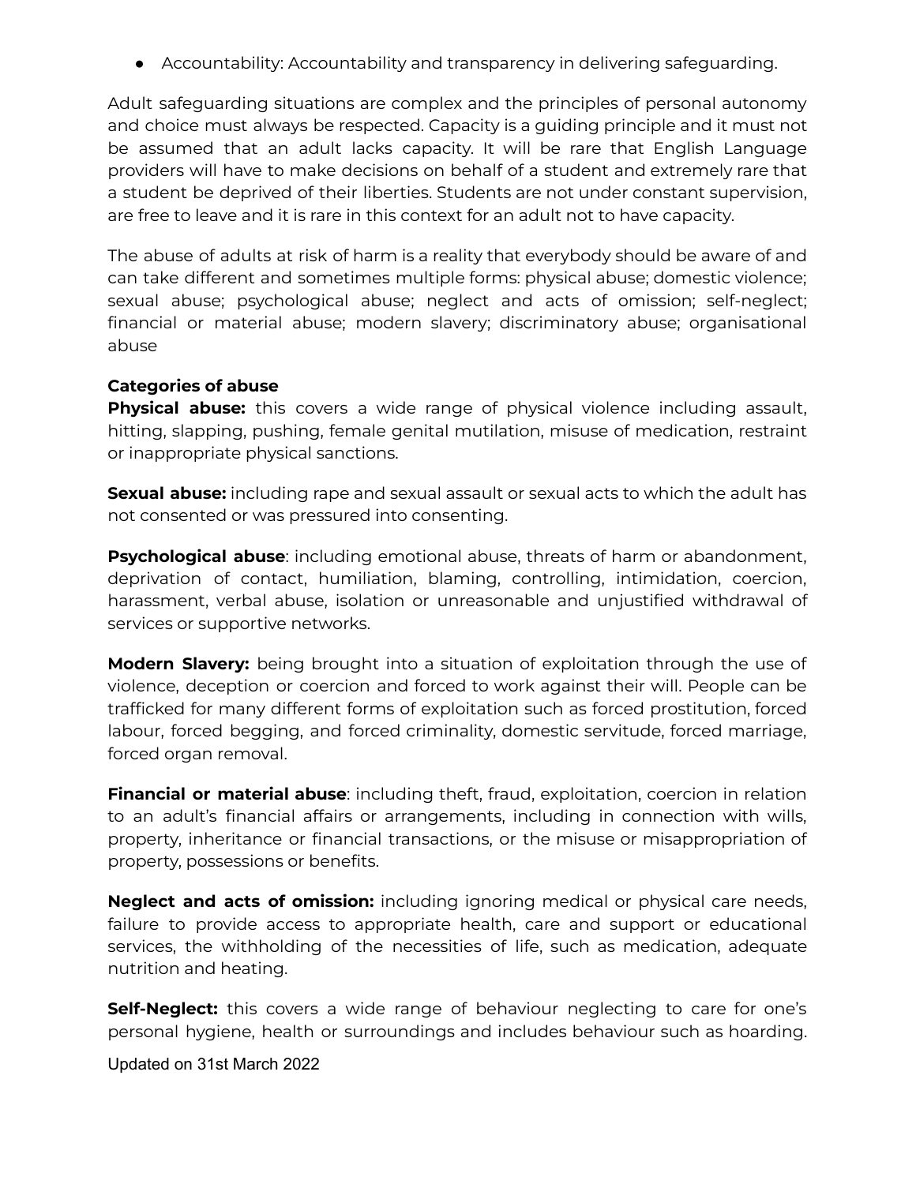- Accountability: Accountability and transparency in delivering safeguarding.

Adult safeguarding situations are complex and the principles of personal autonomy and choice must always be respected. Capacity is a guiding principle and it must not be assumed that an adult lacks capacity. It will be rare that English Language providers will have to make decisions on behalf of a student and extremely rare that a student be deprived of their liberties. Students are not under constant supervision, are free to leave and it is rare in this context for an adult not to have capacity.

The abuse of adults at risk of harm is a reality that everybody should be aware of and can take different and sometimes multiple forms: physical abuse; domestic violence; sexual abuse; psychological abuse; neglect and acts of omission; self-neglect; financial or material abuse; modern slavery; discriminatory abuse; organisational abuse

**Categories of abuse**

**Physical abuse:** this covers a wide range of physical violence including assault, hitting, slapping, pushing, female genital mutilation, misuse of medication, restraint or inappropriate physical sanctions.

**Sexual abuse:** including rape and sexual assault or sexual acts to which the adult has not consented or was pressured into consenting.

**Psychological abuse**: including emotional abuse, threats of harm or abandonment, deprivation of contact, humiliation, blaming, controlling, intimidation, coercion, harassment, verbal abuse, isolation or unreasonable and unjustified withdrawal of services or supportive networks.

**Modern Slavery:** being brought into a situation of exploitation through the use of violence, deception or coercion and forced to work against their will. People can be trafficked for many different forms of exploitation such as forced prostitution, forced labour, forced begging, and forced criminality, domestic servitude, forced marriage, forced organ removal.

**Financial or material abuse**: including theft, fraud, exploitation, coercion in relation to an adult's financial affairs or arrangements, including in connection with wills, property, inheritance or financial transactions, or the misuse or misappropriation of property, possessions or benefits.

**Neglect and acts of omission:** including ignoring medical or physical care needs, failure to provide access to appropriate health, care and support or educational services, the withholding of the necessities of life, such as medication, adequate nutrition and heating.

**Self-Neglect:** this covers a wide range of behaviour neglecting to care for one's personal hygiene, health or surroundings and includes behaviour such as hoarding.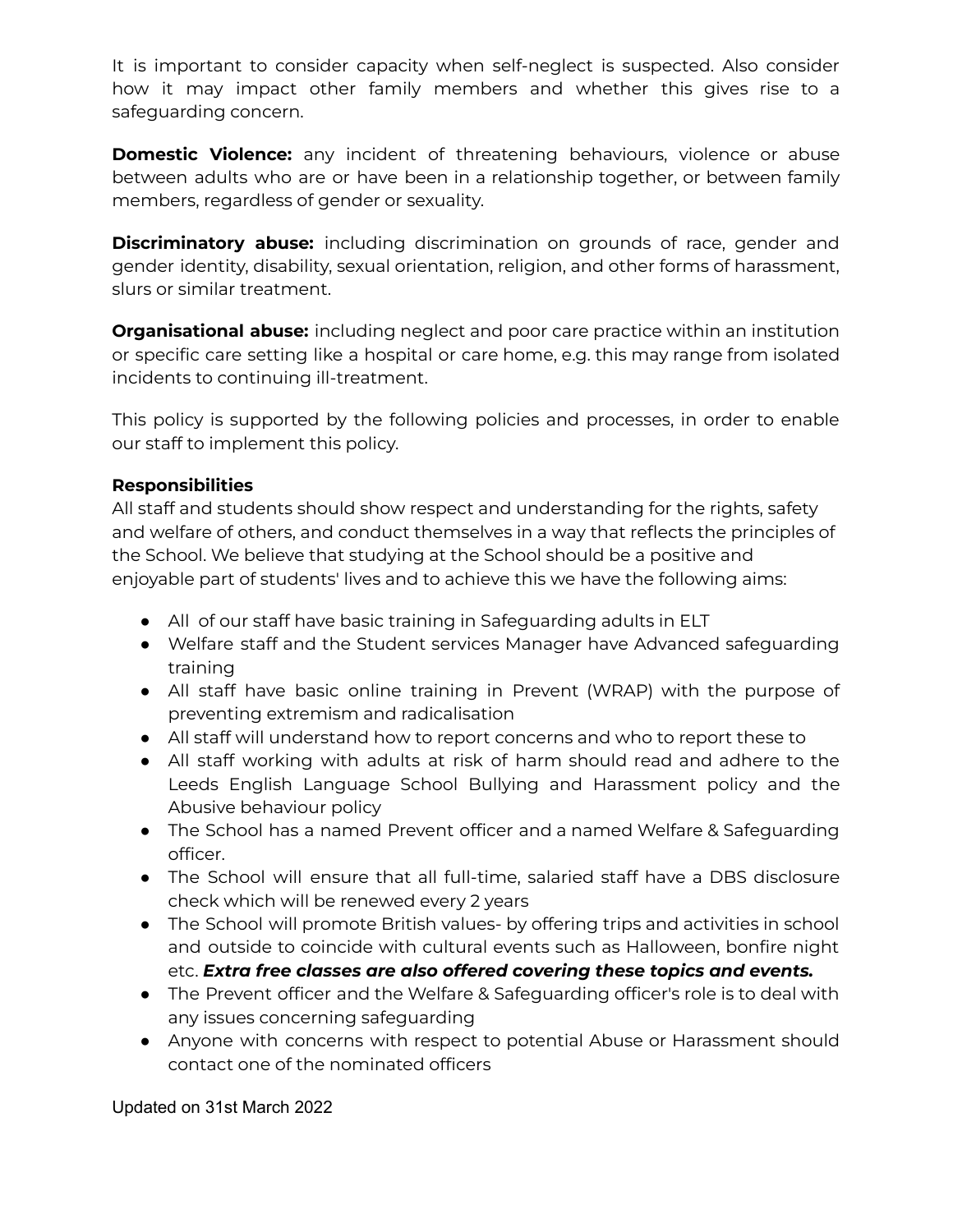It is important to consider capacity when self-neglect is suspected. Also consider how it may impact other family members and whether this gives rise to a safeguarding concern.

**Domestic Violence:** any incident of threatening behaviours, violence or abuse between adults who are or have been in a relationship together, or between family members, regardless of gender or sexuality.

**Discriminatory abuse:** including discrimination on grounds of race, gender and gender identity, disability, sexual orientation, religion, and other forms of harassment, slurs or similar treatment.

**Organisational abuse:** including neglect and poor care practice within an institution or specific care setting like a hospital or care home, e.g. this may range from isolated incidents to continuing ill-treatment.

This policy is supported by the following policies and processes, in order to enable our staff to implement this policy.

**Responsibilities**

All staff and students should show respect and understanding for the rights, safety and welfare of others, and conduct themselves in a way that reflects the principles of the School. We believe that studying at the School should be a positive and enjoyable part of students' lives and to achieve this we have the following aims:

- All of our staff have basic training in Safeguarding adults in ELT
- Welfare staff and the Student services Manager have Advanced safeguarding training
- All staff have basic online training in Prevent (WRAP) with the purpose of preventing extremism and radicalisation
- All staff will understand how to report concerns and who to report these to
- All staff working with adults at risk of harm should read and adhere to the Leeds English Language School Bullying and Harassment policy and the Abusive behaviour policy
- The School has a named Prevent officer and a named Welfare & Safeguarding officer.
- The School will ensure that all full-time, salaried staff have a DBS disclosure check which will be renewed every 2 years
- The School will promote British values- by offering trips and activities in school and outside to coincide with cultural events such as Halloween, bonfire night etc. ***Extra free classes are also offered covering these topics and events.***
- The Prevent officer and the Welfare & Safeguarding officer's role is to deal with any issues concerning safeguarding
- Anyone with concerns with respect to potential Abuse or Harassment should contact one of the nominated officers

Updated on 31st March 2022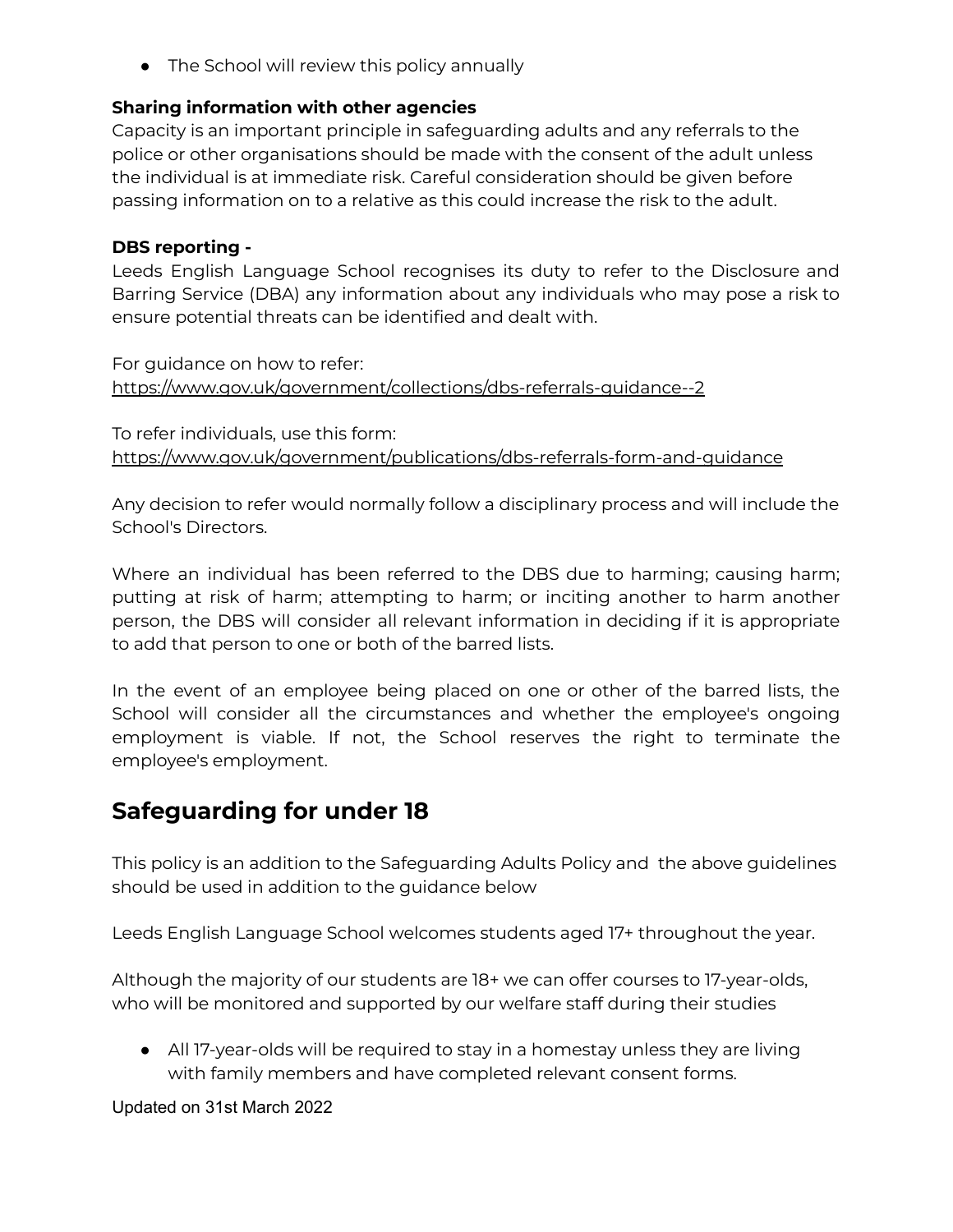- The School will review this policy annually

**Sharing information with other agencies**
Capacity is an important principle in safeguarding adults and any referrals to the police or other organisations should be made with the consent of the adult unless the individual is at immediate risk. Careful consideration should be given before passing information on to a relative as this could increase the risk to the adult.

**DBS reporting -**
Leeds English Language School recognises its duty to refer to the Disclosure and Barring Service (DBA) any information about any individuals who may pose a risk to ensure potential threats can be identified and dealt with.

For guidance on how to refer:
https://www.gov.uk/government/collections/dbs-referrals-guidance--2

To refer individuals, use this form:
https://www.gov.uk/government/publications/dbs-referrals-form-and-guidance

Any decision to refer would normally follow a disciplinary process and will include the School's Directors.

Where an individual has been referred to the DBS due to harming; causing harm; putting at risk of harm; attempting to harm; or inciting another to harm another person, the DBS will consider all relevant information in deciding if it is appropriate to add that person to one or both of the barred lists.

In the event of an employee being placed on one or other of the barred lists, the School will consider all the circumstances and whether the employee's ongoing employment is viable. If not, the School reserves the right to terminate the employee's employment.

## Safeguarding for under 18

This policy is an addition to the Safeguarding Adults Policy and the above guidelines should be used in addition to the guidance below

Leeds English Language School welcomes students aged 17+ throughout the year.

Although the majority of our students are 18+ we can offer courses to 17-year-olds, who will be monitored and supported by our welfare staff during their studies

- All 17-year-olds will be required to stay in a homestay unless they are living with family members and have completed relevant consent forms.

Updated on 31st March 2022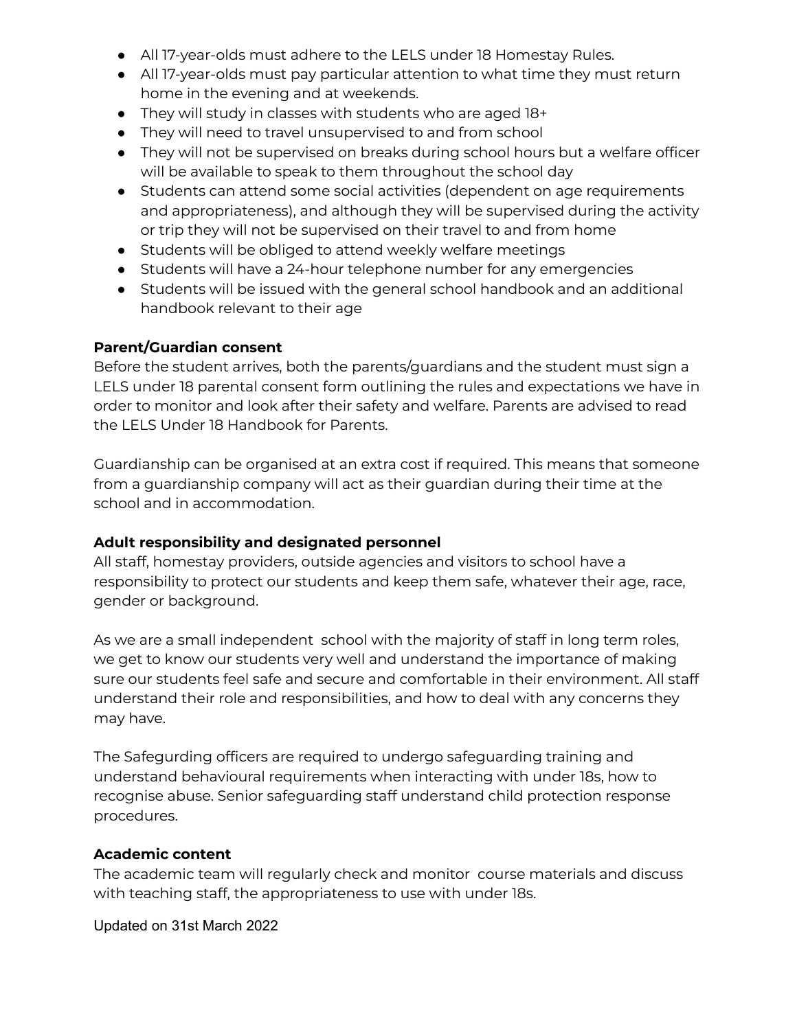- All 17-year-olds must adhere to the LELS under 18 Homestay Rules.
- All 17-year-olds must pay particular attention to what time they must return home in the evening and at weekends.
- They will study in classes with students who are aged 18+
- They will need to travel unsupervised to and from school
- They will not be supervised on breaks during school hours but a welfare officer will be available to speak to them throughout the school day
- Students can attend some social activities (dependent on age requirements and appropriateness), and although they will be supervised during the activity or trip they will not be supervised on their travel to and from home
- Students will be obliged to attend weekly welfare meetings
- Students will have a 24-hour telephone number for any emergencies
- Students will be issued with the general school handbook and an additional handbook relevant to their age

**Parent/Guardian consent**

Before the student arrives, both the parents/guardians and the student must sign a LELS under 18 parental consent form outlining the rules and expectations we have in order to monitor and look after their safety and welfare. Parents are advised to read the LELS Under 18 Handbook for Parents.

Guardianship can be organised at an extra cost if required. This means that someone from a guardianship company will act as their guardian during their time at the school and in accommodation.

**Adult responsibility and designated personnel**

All staff, homestay providers, outside agencies and visitors to school have a responsibility to protect our students and keep them safe, whatever their age, race, gender or background.

As we are a small independent school with the majority of staff in long term roles, we get to know our students very well and understand the importance of making sure our students feel safe and secure and comfortable in their environment. All staff understand their role and responsibilities, and how to deal with any concerns they may have.

The Safegurding officers are required to undergo safeguarding training and understand behavioural requirements when interacting with under 18s, how to recognise abuse. Senior safeguarding staff understand child protection response procedures.

**Academic content**

The academic team will regularly check and monitor course materials and discuss with teaching staff, the appropriateness to use with under 18s.

Updated on 31st March 2022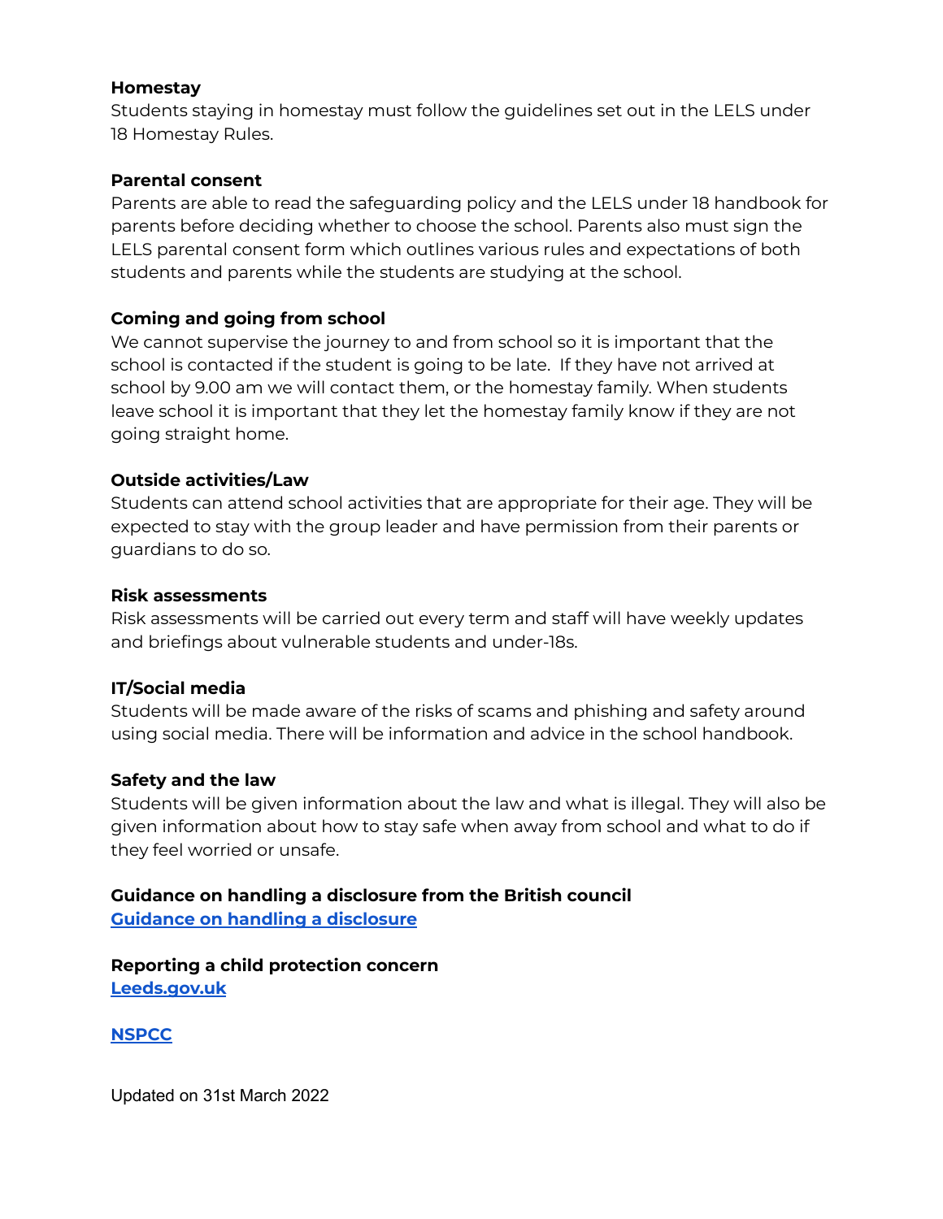**Homestay**
Students staying in homestay must follow the guidelines set out in the LELS under 18 Homestay Rules.

**Parental consent**
Parents are able to read the safeguarding policy and the LELS under 18 handbook for parents before deciding whether to choose the school. Parents also must sign the LELS parental consent form which outlines various rules and expectations of both students and parents while the students are studying at the school.

**Coming and going from school**
We cannot supervise the journey to and from school so it is important that the school is contacted if the student is going to be late. If they have not arrived at school by 9.00 am we will contact them, or the homestay family. When students leave school it is important that they let the homestay family know if they are not going straight home.

**Outside activities/Law**
Students can attend school activities that are appropriate for their age. They will be expected to stay with the group leader and have permission from their parents or guardians to do so.

**Risk assessments**
Risk assessments will be carried out every term and staff will have weekly updates and briefings about vulnerable students and under-18s.

**IT/Social media**
Students will be made aware of the risks of scams and phishing and safety around using social media. There will be information and advice in the school handbook.

**Safety and the law**
Students will be given information about the law and what is illegal. They will also be given information about how to stay safe when away from school and what to do if they feel worried or unsafe.

**Guidance on handling a disclosure from the British council**
**Guidance on handling a disclosure**

**Reporting a child protection concern**
**Leeds.gov.uk**

**NSPCC**

Updated on 31st March 2022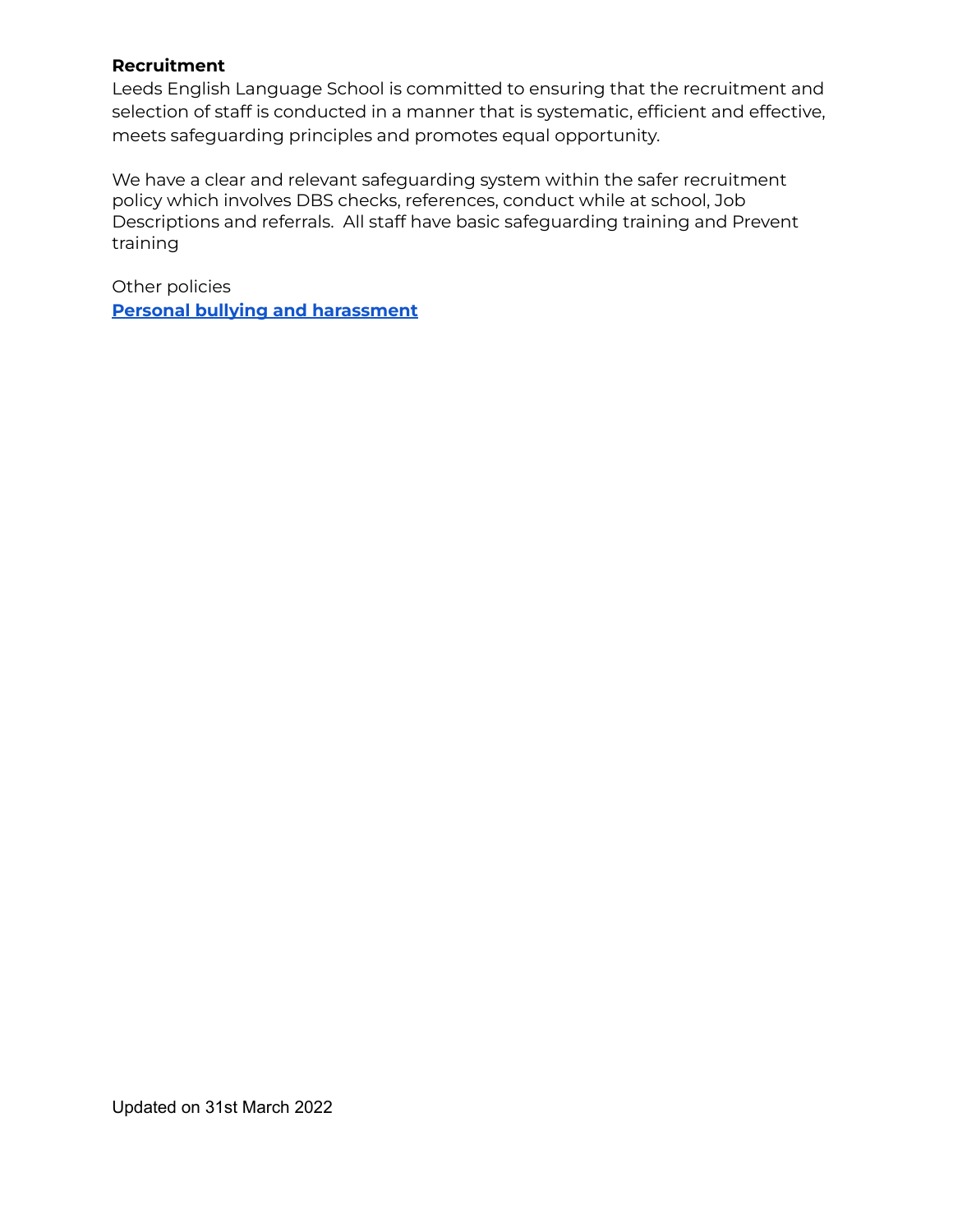**Recruitment**

Leeds English Language School is committed to ensuring that the recruitment and selection of staff is conducted in a manner that is systematic, efficient and effective, meets safeguarding principles and promotes equal opportunity.

We have a clear and relevant safeguarding system within the safer recruitment policy which involves DBS checks, references, conduct while at school, Job Descriptions and referrals. All staff have basic safeguarding training and Prevent training

Other policies

**Personal bullying and harassment**

Updated on 31st March 2022